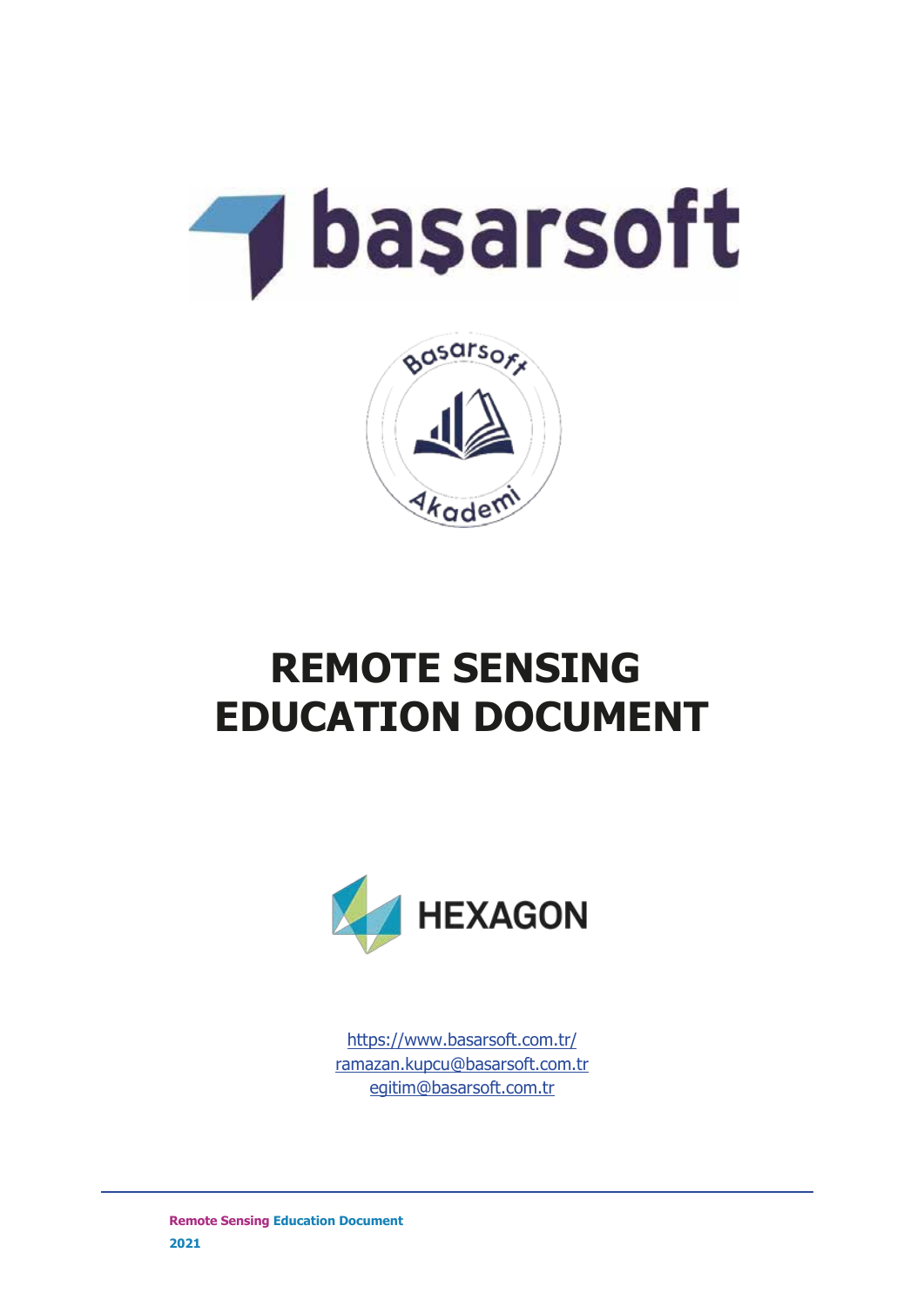# REMOTE SENSING EDUCATION DOCUMENT

https://www.basarsoft.com.tr/
ramazan.kupcu@basarsoft.com.tr
egitim@basarsoft.com.tr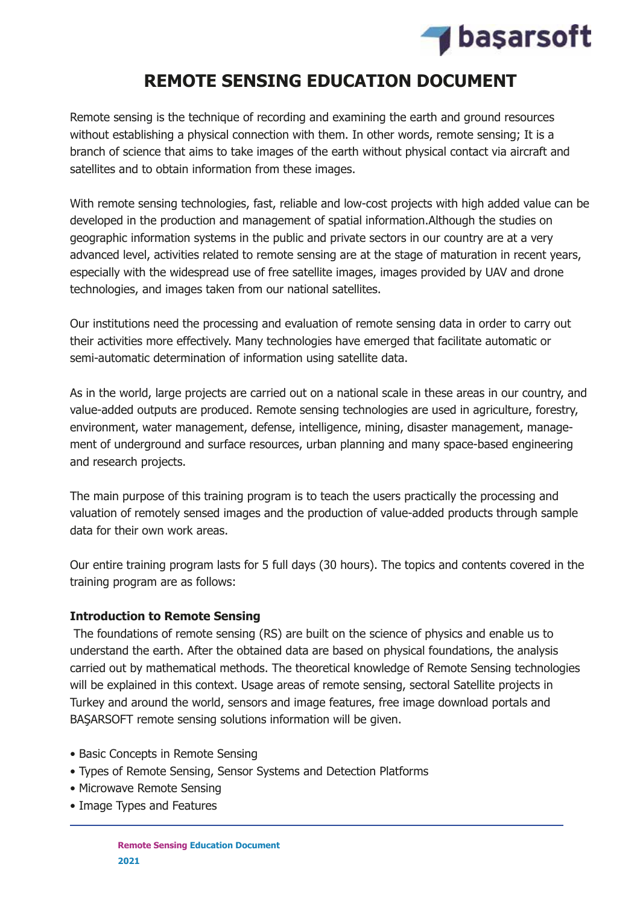# REMOTE SENSING EDUCATION DOCUMENT

Remote sensing is the technique of recording and examining the earth and ground resources without establishing a physical connection with them. In other words, remote sensing; It is a branch of science that aims to take images of the earth without physical contact via aircraft and satellites and to obtain information from these images.

With remote sensing technologies, fast, reliable and low-cost projects with high added value can be developed in the production and management of spatial information.Although the studies on geographic information systems in the public and private sectors in our country are at a very advanced level, activities related to remote sensing are at the stage of maturation in recent years, especially with the widespread use of free satellite images, images provided by UAV and drone technologies, and images taken from our national satellites.

Our institutions need the processing and evaluation of remote sensing data in order to carry out their activities more effectively. Many technologies have emerged that facilitate automatic or semi-automatic determination of information using satellite data.

As in the world, large projects are carried out on a national scale in these areas in our country, and value-added outputs are produced. Remote sensing technologies are used in agriculture, forestry, environment, water management, defense, intelligence, mining, disaster management, management of underground and surface resources, urban planning and many space-based engineering and research projects.

The main purpose of this training program is to teach the users practically the processing and valuation of remotely sensed images and the production of value-added products through sample data for their own work areas.

Our entire training program lasts for 5 full days (30 hours). The topics and contents covered in the training program are as follows:

**Introduction to Remote Sensing**

The foundations of remote sensing (RS) are built on the science of physics and enable us to understand the earth. After the obtained data are based on physical foundations, the analysis carried out by mathematical methods. The theoretical knowledge of Remote Sensing technologies will be explained in this context. Usage areas of remote sensing, sectoral Satellite projects in Turkey and around the world, sensors and image features, free image download portals and BAŞARSOFT remote sensing solutions information will be given.

- Basic Concepts in Remote Sensing
- Types of Remote Sensing, Sensor Systems and Detection Platforms
- Microwave Remote Sensing
- Image Types and Features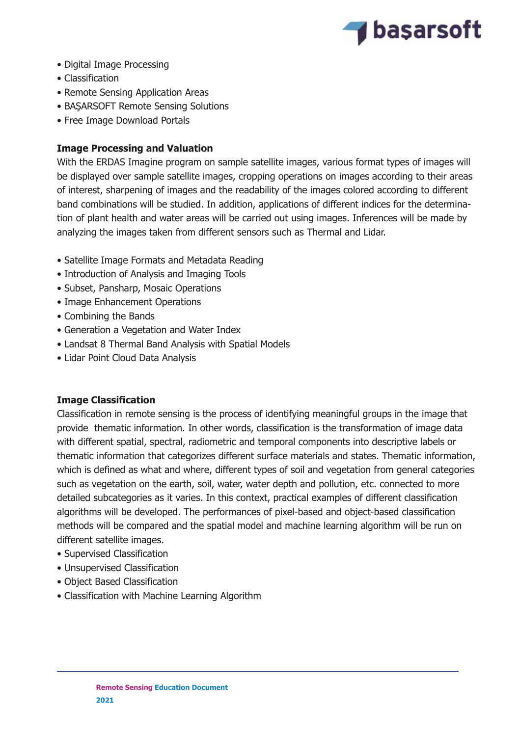- Digital Image Processing
- Classification
- Remote Sensing Application Areas
- BAŞARSOFT Remote Sensing Solutions
- Free Image Download Portals

**Image Processing and Valuation**

With the ERDAS Imagine program on sample satellite images, various format types of images will be displayed over sample satellite images, cropping operations on images according to their areas of interest, sharpening of images and the readability of the images colored according to different band combinations will be studied. In addition, applications of different indices for the determination of plant health and water areas will be carried out using images. Inferences will be made by analyzing the images taken from different sensors such as Thermal and Lidar.

- Satellite Image Formats and Metadata Reading
- Introduction of Analysis and Imaging Tools
- Subset, Pansharp, Mosaic Operations
- Image Enhancement Operations
- Combining the Bands
- Generation a Vegetation and Water Index
- Landsat 8 Thermal Band Analysis with Spatial Models
- Lidar Point Cloud Data Analysis

**Image Classification**

Classification in remote sensing is the process of identifying meaningful groups in the image that provide thematic information. In other words, classification is the transformation of image data with different spatial, spectral, radiometric and temporal components into descriptive labels or thematic information that categorizes different surface materials and states. Thematic information, which is defined as what and where, different types of soil and vegetation from general categories such as vegetation on the earth, soil, water, water depth and pollution, etc. connected to more detailed subcategories as it varies. In this context, practical examples of different classification algorithms will be developed. The performances of pixel-based and object-based classification methods will be compared and the spatial model and machine learning algorithm will be run on different satellite images.

- Supervised Classification
- Unsupervised Classification
- Object Based Classification
- Classification with Machine Learning Algorithm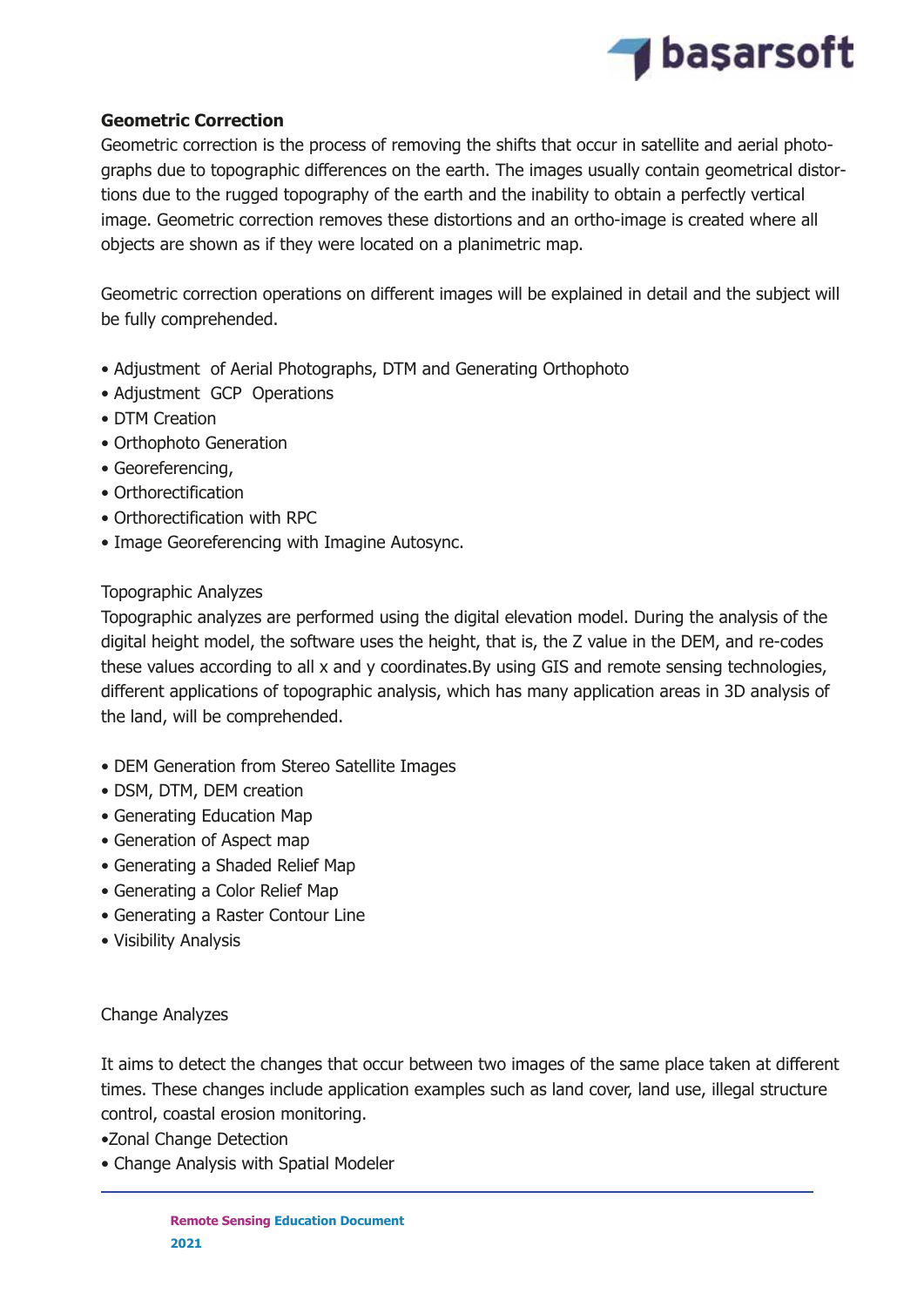## Geometric Correction

Geometric correction is the process of removing the shifts that occur in satellite and aerial photographs due to topographic differences on the earth. The images usually contain geometrical distortions due to the rugged topography of the earth and the inability to obtain a perfectly vertical image. Geometric correction removes these distortions and an ortho-image is created where all objects are shown as if they were located on a planimetric map.

Geometric correction operations on different images will be explained in detail and the subject will be fully comprehended.

- Adjustment of Aerial Photographs, DTM and Generating Orthophoto
- Adjustment GCP Operations
- DTM Creation
- Orthophoto Generation
- Georeferencing,
- Orthorectification
- Orthorectification with RPC
- Image Georeferencing with Imagine Autosync.

Topographic Analyzes

Topographic analyzes are performed using the digital elevation model. During the analysis of the digital height model, the software uses the height, that is, the Z value in the DEM, and re-codes these values according to all x and y coordinates.By using GIS and remote sensing technologies, different applications of topographic analysis, which has many application areas in 3D analysis of the land, will be comprehended.

- DEM Generation from Stereo Satellite Images
- DSM, DTM, DEM creation
- Generating Education Map
- Generation of Aspect map
- Generating a Shaded Relief Map
- Generating a Color Relief Map
- Generating a Raster Contour Line
- Visibility Analysis

Change Analyzes

It aims to detect the changes that occur between two images of the same place taken at different times. These changes include application examples such as land cover, land use, illegal structure control, coastal erosion monitoring.

- Zonal Change Detection
- Change Analysis with Spatial Modeler